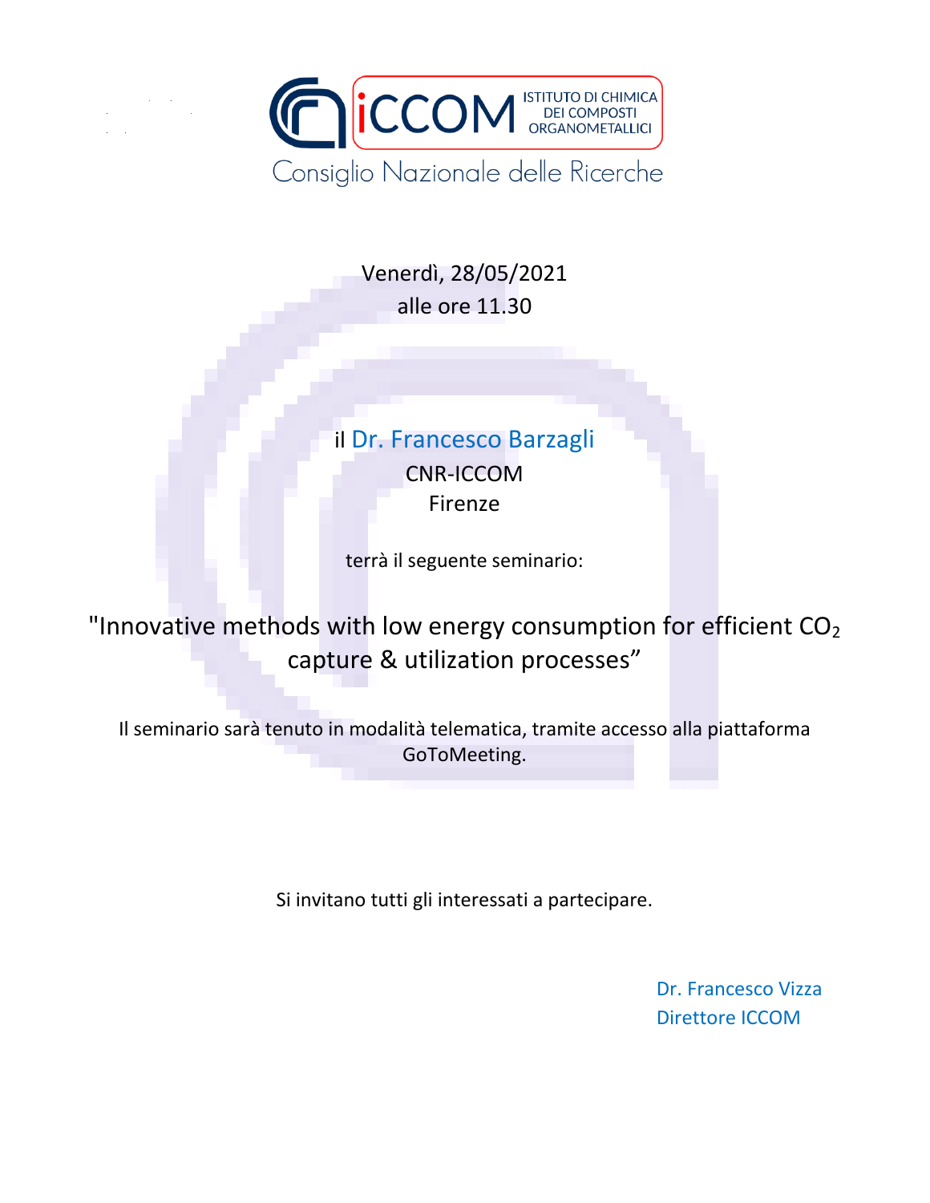iCCOM ISTITUTO DI CHIMICA DEI COMPOSTI ORGANOMETALLICI

Consiglio Nazionale delle Ricerche

Venerdì, 28/05/2021
alle ore 11.30

il Dr. Francesco Barzagli
CNR-ICCOM
Firenze

terrà il seguente seminario:

"Innovative methods with low energy consumption for efficient $CO_2$ capture & utilization processes”

Il seminario sarà tenuto in modalità telematica, tramite accesso alla piattaforma GoToMeeting.

Si invitano tutti gli interessati a partecipare.

Dr. Francesco Vizza
Direttore ICCOM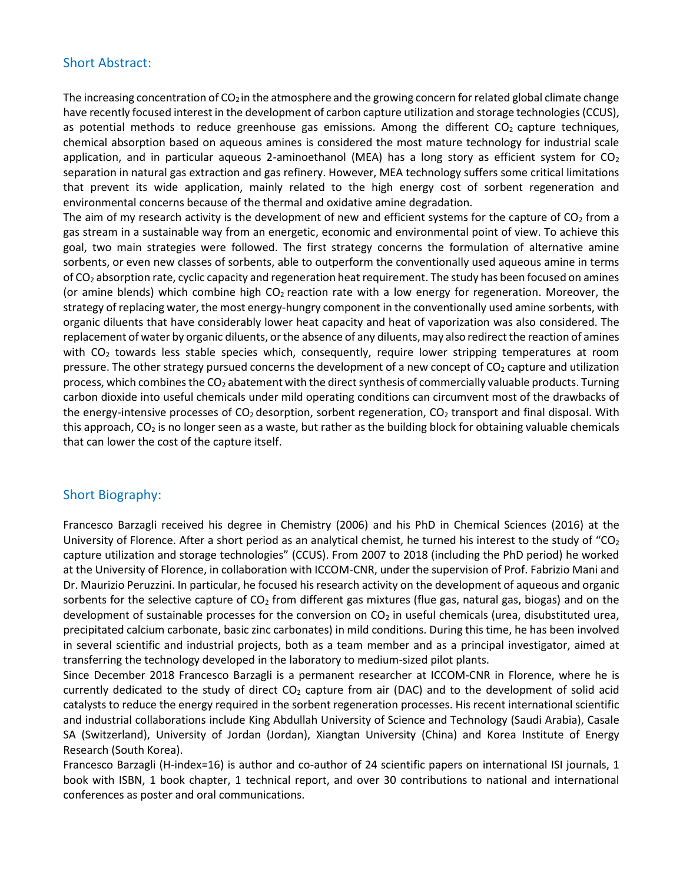## Short Abstract:

The increasing concentration of $CO_2$ in the atmosphere and the growing concern for related global climate change have recently focused interest in the development of carbon capture utilization and storage technologies (CCUS), as potential methods to reduce greenhouse gas emissions. Among the different $CO_2$ capture techniques, chemical absorption based on aqueous amines is considered the most mature technology for industrial scale application, and in particular aqueous 2-aminoethanol (MEA) has a long story as efficient system for $CO_2$ separation in natural gas extraction and gas refinery. However, MEA technology suffers some critical limitations that prevent its wide application, mainly related to the high energy cost of sorbent regeneration and environmental concerns because of the thermal and oxidative amine degradation.

The aim of my research activity is the development of new and efficient systems for the capture of $CO_2$ from a gas stream in a sustainable way from an energetic, economic and environmental point of view. To achieve this goal, two main strategies were followed. The first strategy concerns the formulation of alternative amine sorbents, or even new classes of sorbents, able to outperform the conventionally used aqueous amine in terms of $CO_2$ absorption rate, cyclic capacity and regeneration heat requirement. The study has been focused on amines (or amine blends) which combine high $CO_2$ reaction rate with a low energy for regeneration. Moreover, the strategy of replacing water, the most energy-hungry component in the conventionally used amine sorbents, with organic diluents that have considerably lower heat capacity and heat of vaporization was also considered. The replacement of water by organic diluents, or the absence of any diluents, may also redirect the reaction of amines with $CO_2$ towards less stable species which, consequently, require lower stripping temperatures at room pressure. The other strategy pursued concerns the development of a new concept of $CO_2$ capture and utilization process, which combines the $CO_2$ abatement with the direct synthesis of commercially valuable products. Turning carbon dioxide into useful chemicals under mild operating conditions can circumvent most of the drawbacks of the energy-intensive processes of $CO_2$ desorption, sorbent regeneration, $CO_2$ transport and final disposal. With this approach, $CO_2$ is no longer seen as a waste, but rather as the building block for obtaining valuable chemicals that can lower the cost of the capture itself.

## Short Biography:

Francesco Barzagli received his degree in Chemistry (2006) and his PhD in Chemical Sciences (2016) at the University of Florence. After a short period as an analytical chemist, he turned his interest to the study of "$CO_2$ capture utilization and storage technologies" (CCUS). From 2007 to 2018 (including the PhD period) he worked at the University of Florence, in collaboration with ICCOM-CNR, under the supervision of Prof. Fabrizio Mani and Dr. Maurizio Peruzzini. In particular, he focused his research activity on the development of aqueous and organic sorbents for the selective capture of $CO_2$ from different gas mixtures (flue gas, natural gas, biogas) and on the development of sustainable processes for the conversion on $CO_2$ in useful chemicals (urea, disubstituted urea, precipitated calcium carbonate, basic zinc carbonates) in mild conditions. During this time, he has been involved in several scientific and industrial projects, both as a team member and as a principal investigator, aimed at transferring the technology developed in the laboratory to medium-sized pilot plants.

Since December 2018 Francesco Barzagli is a permanent researcher at ICCOM-CNR in Florence, where he is currently dedicated to the study of direct $CO_2$ capture from air (DAC) and to the development of solid acid catalysts to reduce the energy required in the sorbent regeneration processes. His recent international scientific and industrial collaborations include King Abdullah University of Science and Technology (Saudi Arabia), Casale SA (Switzerland), University of Jordan (Jordan), Xiangtan University (China) and Korea Institute of Energy Research (South Korea).

Francesco Barzagli (H-index=16) is author and co-author of 24 scientific papers on international ISI journals, 1 book with ISBN, 1 book chapter, 1 technical report, and over 30 contributions to national and international conferences as poster and oral communications.